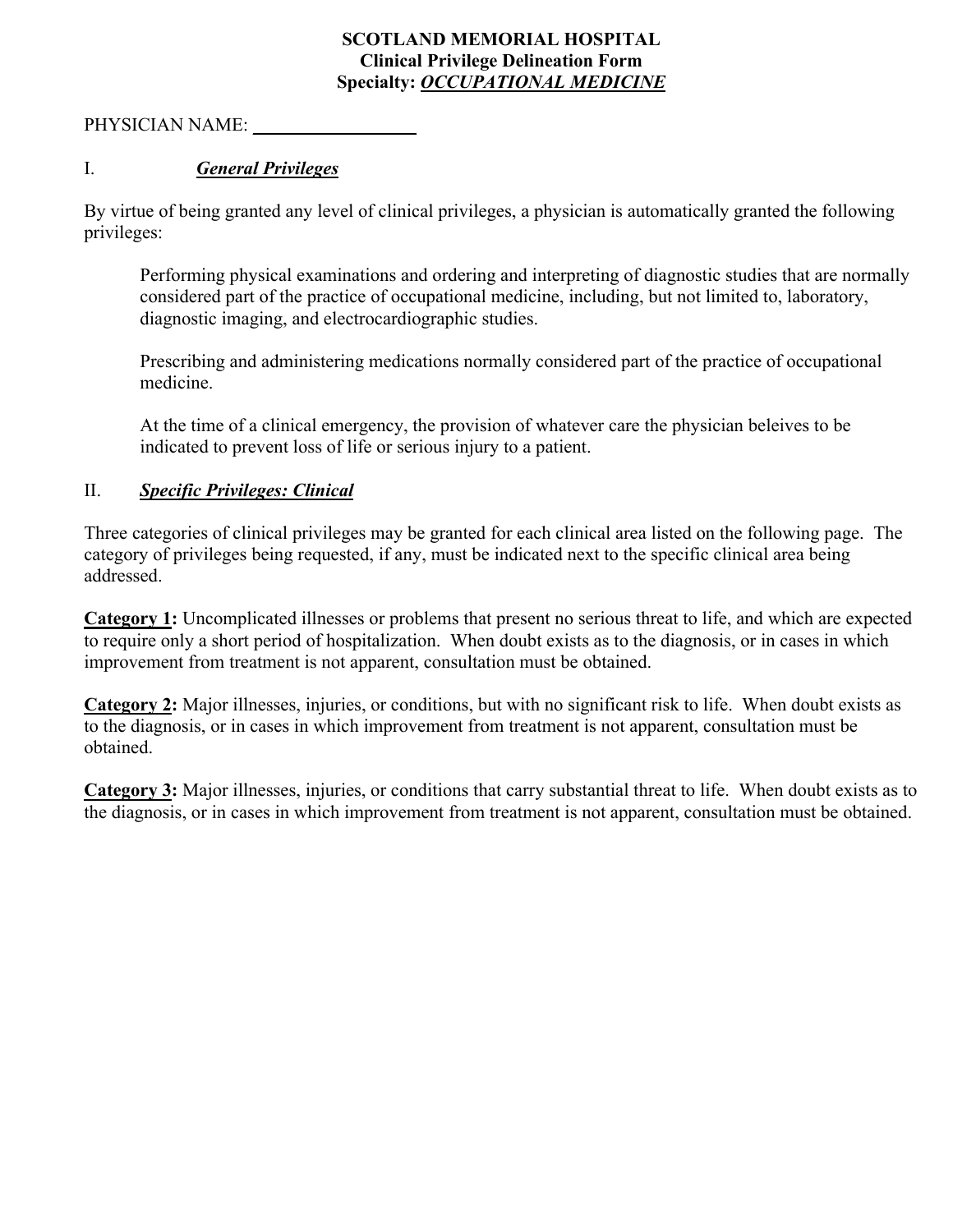**SCOTLAND MEMORIAL HOSPITAL**
**Clinical Privilege Delineation Form**
**Specialty: *OCCUPATIONAL MEDICINE***

PHYSICIAN NAME: ______________

## I. *General Privileges*

By virtue of being granted any level of clinical privileges, a physician is automatically granted the following privileges:

> Performing physical examinations and ordering and interpreting of diagnostic studies that are normally considered part of the practice of occupational medicine, including, but not limited to, laboratory, diagnostic imaging, and electrocardiographic studies.
>
> Prescribing and administering medications normally considered part of the practice of occupational medicine.
>
> At the time of a clinical emergency, the provision of whatever care the physician beleives to be indicated to prevent loss of life or serious injury to a patient.

## II. *Specific Privileges: Clinical*

Three categories of clinical privileges may be granted for each clinical area listed on the following page. The category of privileges being requested, if any, must be indicated next to the specific clinical area being addressed.

**Category 1:** Uncomplicated illnesses or problems that present no serious threat to life, and which are expected to require only a short period of hospitalization. When doubt exists as to the diagnosis, or in cases in which improvement from treatment is not apparent, consultation must be obtained.

**Category 2:** Major illnesses, injuries, or conditions, but with no significant risk to life. When doubt exists as to the diagnosis, or in cases in which improvement from treatment is not apparent, consultation must be obtained.

**Category 3:** Major illnesses, injuries, or conditions that carry substantial threat to life. When doubt exists as to the diagnosis, or in cases in which improvement from treatment is not apparent, consultation must be obtained.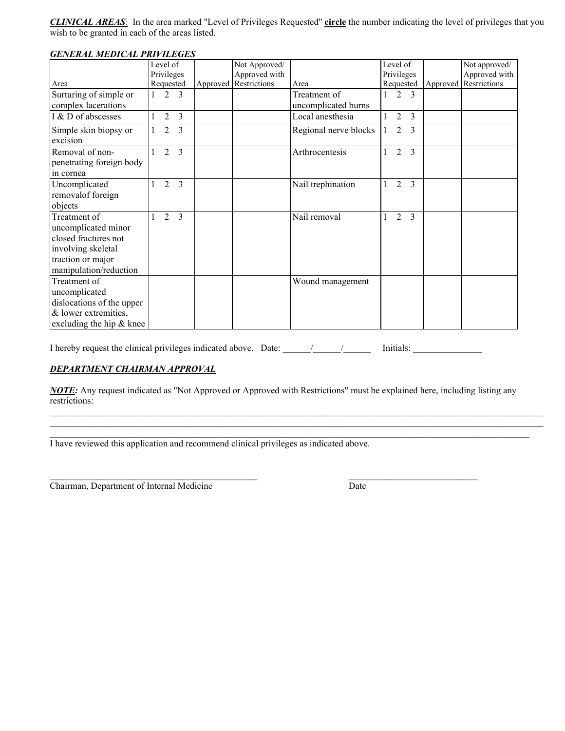***CLINICAL AREAS***: In the area marked "Level of Privileges Requested" **circle** the number indicating the level of privileges that you wish to be granted in each of the areas listed.

***GENERAL MEDICAL PRIVILEGES***

| Area | Level of Privileges Requested | Approved | Not Approved/ Approved with Restrictions | Area | Level of Privileges Requested | Approved | Not approved/ Approved with Restrictions |
|---|---|---|---|---|---|---|---|
| Surturing of simple or complex lacerations | 1 2 3 | | | Treatment of uncomplicated burns | 1 2 3 | | |
| I & D of abscesses | 1 2 3 | | | Local anesthesia | 1 2 3 | | |
| Simple skin biopsy or excision | 1 2 3 | | | Regional nerve blocks | 1 2 3 | | |
| Removal of non-penetrating foreign body in cornea | 1 2 3 | | | Arthrocentesis | 1 2 3 | | |
| Uncomplicated removalof foreign objects | 1 2 3 | | | Nail trephination | 1 2 3 | | |
| Treatment of uncomplicated minor closed fractures not involving skeletal traction or major manipulation/reduction | 1 2 3 | | | Nail removal | 1 2 3 | | |
| Treatment of uncomplicated dislocations of the upper & lower extremities, excluding the hip & knee | | | | Wound management | | | |

I hereby request the clinical privileges indicated above. Date: ______/______/______ Initials: _______________

***DEPARTMENT CHAIRMAN APPROVAL***

***NOTE:*** Any request indicated as "Not Approved or Approved with Restrictions" must be explained here, including listing any restrictions:

______________________________________________________________________________________________

______________________________________________________________________________________________

______________________________________________________________________________________________

I have reviewed this application and recommend clinical privileges as indicated above.

_____________________________________________ _____________________________

Chairman, Department of Internal Medicine Date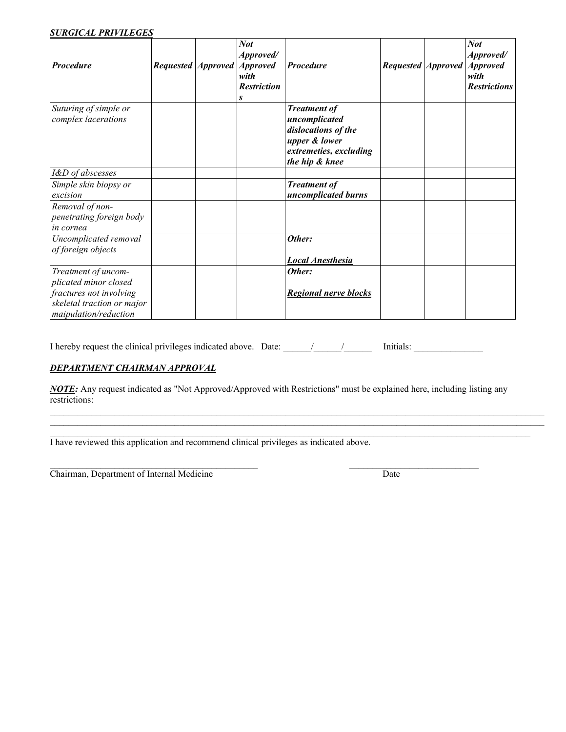***SURGICAL PRIVILEGES***

| *Procedure* | *Requested* | *Approved* | *Not Approved/ Approved with Restrictions* | *Procedure* | *Requested* | *Approved* | *Not Approved/ Approved with Restrictions* |
|---|---|---|---|---|---|---|---|
| *Suturing of simple or complex lacerations* | | | | ***Treatment of uncomplicated dislocations of the upper & lower extremeties, excluding the hip & knee*** | | | |
| *I&D of abscesses* | | | | | | | |
| *Simple skin biopsy or excision* | | | | ***Treatment of uncomplicated burns*** | | | |
| *Removal of non-penetrating foreign body in cornea* | | | | | | | |
| *Uncomplicated removal of foreign objects* | | | | ***Other:*** ***Local Anesthesia*** | | | |
| *Treatment of uncom-plicated minor closed fractures not involving skeletal traction or major maipulation/reduction* | | | | ***Other:*** ***Regional nerve blocks*** | | | |

I hereby request the clinical privileges indicated above. Date: ______/______/______ Initials: _______________

***DEPARTMENT CHAIRMAN APPROVAL***

***NOTE:*** Any request indicated as "Not Approved/Approved with Restrictions" must be explained here, including listing any restrictions:

______________________________________________________________________________________________

______________________________________________________________________________________________

______________________________________________________________________________________________

I have reviewed this application and recommend clinical privileges as indicated above.

_____________________________________________ _____________________________

Chairman, Department of Internal Medicine Date